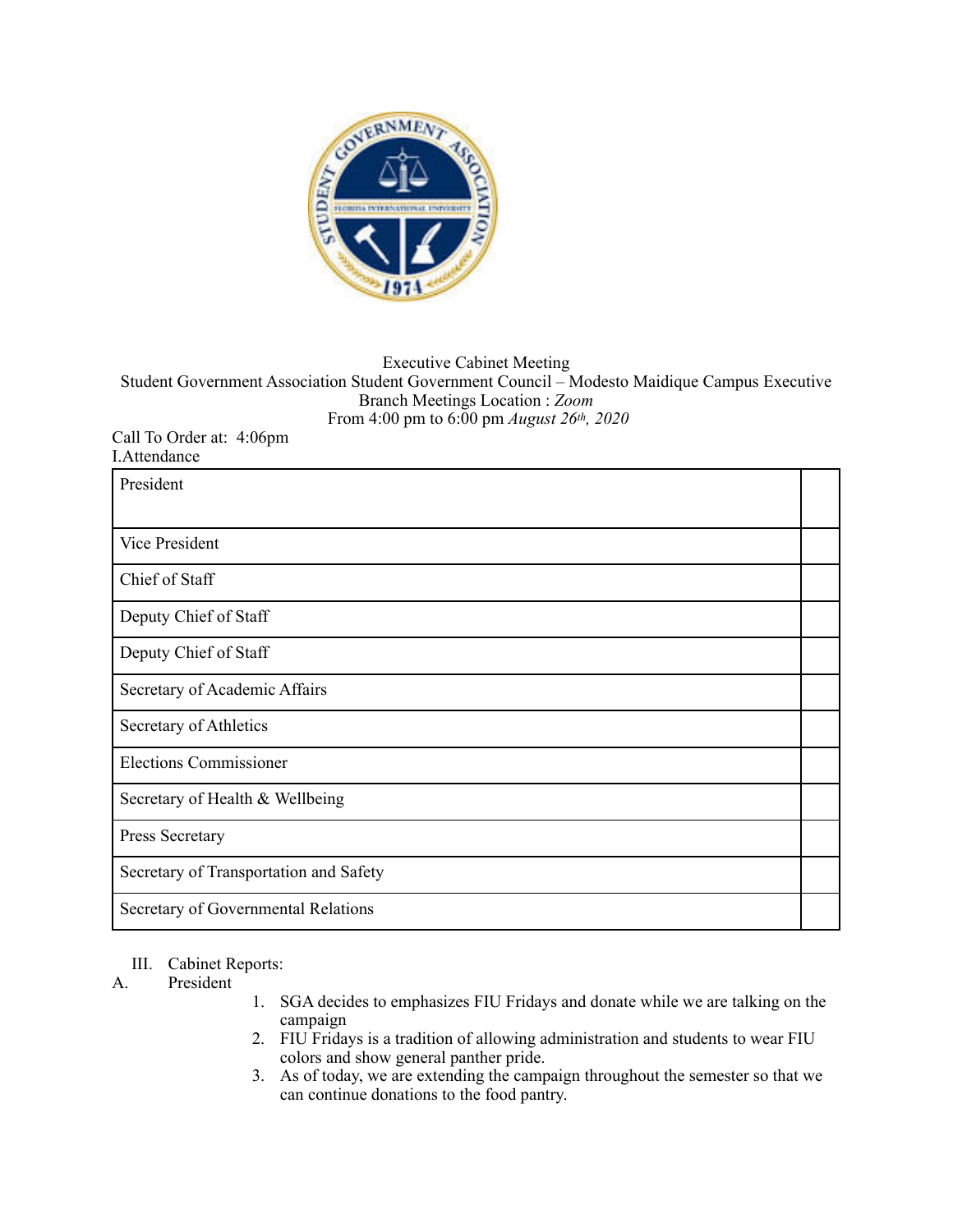Executive Cabinet Meeting
Student Government Association Student Government Council – Modesto Maidique Campus Executive Branch Meetings Location : *Zoom*
From 4:00 pm to 6:00 pm *August 26th, 2020*

Call To Order at: 4:06pm

I.Attendance

| | |
|---|---|
| President | |
| Vice President | |
| Chief of Staff | |
| Deputy Chief of Staff | |
| Deputy Chief of Staff | |
| Secretary of Academic Affairs | |
| Secretary of Athletics | |
| Elections Commissioner | |
| Secretary of Health & Wellbeing | |
| Press Secretary | |
| Secretary of Transportation and Safety | |
| Secretary of Governmental Relations | |

III. Cabinet Reports:

A. President

1. SGA decides to emphasizes FIU Fridays and donate while we are talking on the campaign
2. FIU Fridays is a tradition of allowing administration and students to wear FIU colors and show general panther pride.
3. As of today, we are extending the campaign throughout the semester so that we can continue donations to the food pantry.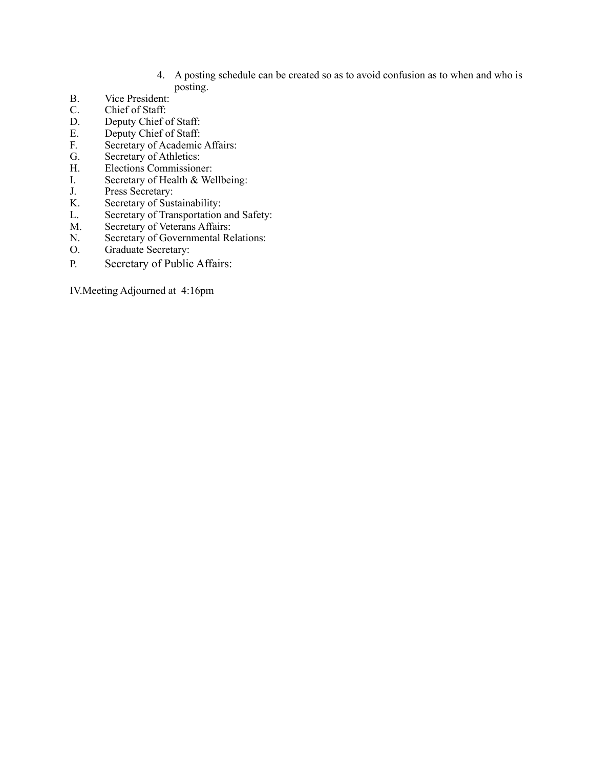4. A posting schedule can be created so as to avoid confusion as to when and who is posting.

B. Vice President:

C. Chief of Staff:

D. Deputy Chief of Staff:

E. Deputy Chief of Staff:

F. Secretary of Academic Affairs:

G. Secretary of Athletics:

H. Elections Commissioner:

I. Secretary of Health & Wellbeing:

J. Press Secretary:

K. Secretary of Sustainability:

L. Secretary of Transportation and Safety:

M. Secretary of Veterans Affairs:

N. Secretary of Governmental Relations:

O. Graduate Secretary:

P. Secretary of Public Affairs:

IV. Meeting Adjourned at 4:16pm